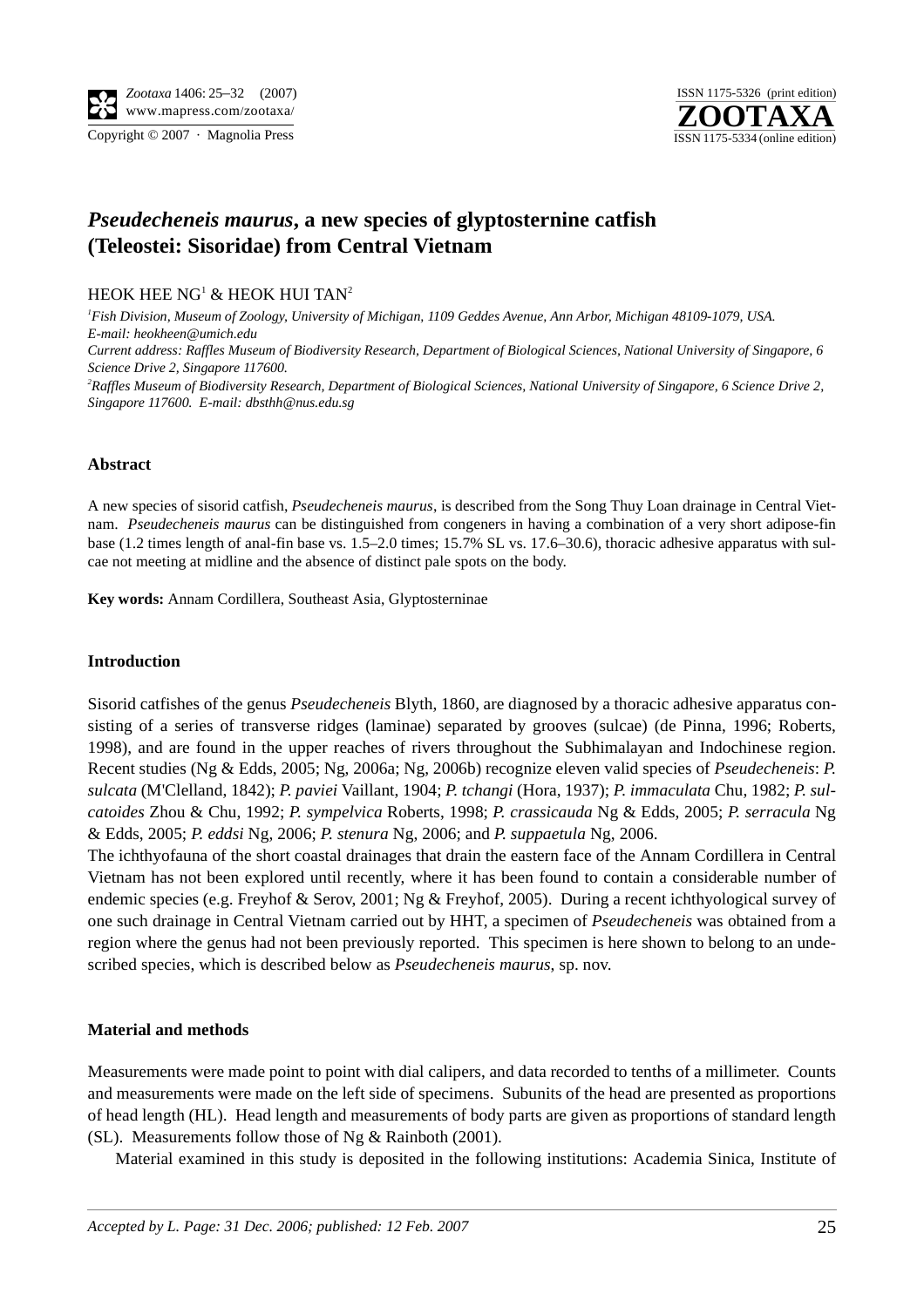# *Pseudecheneis maurus*, a new species of glyptosternine catfish (Teleostei: Sisoridae) from Central Vietnam

HEOK HEE NG[1] & HEOK HUI TAN[2]

[1]*Fish Division, Museum of Zoology, University of Michigan, 1109 Geddes Avenue, Ann Arbor, Michigan 48109-1079, USA. E-mail: heokheen@umich.edu*
*Current address: Raffles Museum of Biodiversity Research, Department of Biological Sciences, National University of Singapore, 6 Science Drive 2, Singapore 117600.*
[2]*Raffles Museum of Biodiversity Research, Department of Biological Sciences, National University of Singapore, 6 Science Drive 2, Singapore 117600. E-mail: dbsthh@nus.edu.sg*

### Abstract

A new species of sisorid catfish, *Pseudecheneis maurus*, is described from the Song Thuy Loan drainage in Central Vietnam. *Pseudecheneis maurus* can be distinguished from congeners in having a combination of a very short adipose-fin base (1.2 times length of anal-fin base vs. 1.5–2.0 times; 15.7% SL vs. 17.6–30.6), thoracic adhesive apparatus with sulcae not meeting at midline and the absence of distinct pale spots on the body.

**Key words:** Annam Cordillera, Southeast Asia, Glyptosterninae

### Introduction

Sisorid catfishes of the genus *Pseudecheneis* Blyth, 1860, are diagnosed by a thoracic adhesive apparatus consisting of a series of transverse ridges (laminae) separated by grooves (sulcae) (de Pinna, 1996; Roberts, 1998), and are found in the upper reaches of rivers throughout the Subhimalayan and Indochinese region. Recent studies (Ng & Edds, 2005; Ng, 2006a; Ng, 2006b) recognize eleven valid species of *Pseudecheneis*: *P. sulcata* (M'Clelland, 1842); *P. paviei* Vaillant, 1904; *P. tchangi* (Hora, 1937); *P. immaculata* Chu, 1982; *P. sulcatoides* Zhou & Chu, 1992; *P. sympelvica* Roberts, 1998; *P. crassicauda* Ng & Edds, 2005; *P. serracula* Ng & Edds, 2005; *P. eddsi* Ng, 2006; *P. stenura* Ng, 2006; and *P. suppaetula* Ng, 2006.

The ichthyofauna of the short coastal drainages that drain the eastern face of the Annam Cordillera in Central Vietnam has not been explored until recently, where it has been found to contain a considerable number of endemic species (e.g. Freyhof & Serov, 2001; Ng & Freyhof, 2005). During a recent ichthyological survey of one such drainage in Central Vietnam carried out by HHT, a specimen of *Pseudecheneis* was obtained from a region where the genus had not been previously reported. This specimen is here shown to belong to an undescribed species, which is described below as *Pseudecheneis maurus*, sp. nov.

### Material and methods

Measurements were made point to point with dial calipers, and data recorded to tenths of a millimeter. Counts and measurements were made on the left side of specimens. Subunits of the head are presented as proportions of head length (HL). Head length and measurements of body parts are given as proportions of standard length (SL). Measurements follow those of Ng & Rainboth (2001).

Material examined in this study is deposited in the following institutions: Academia Sinica, Institute of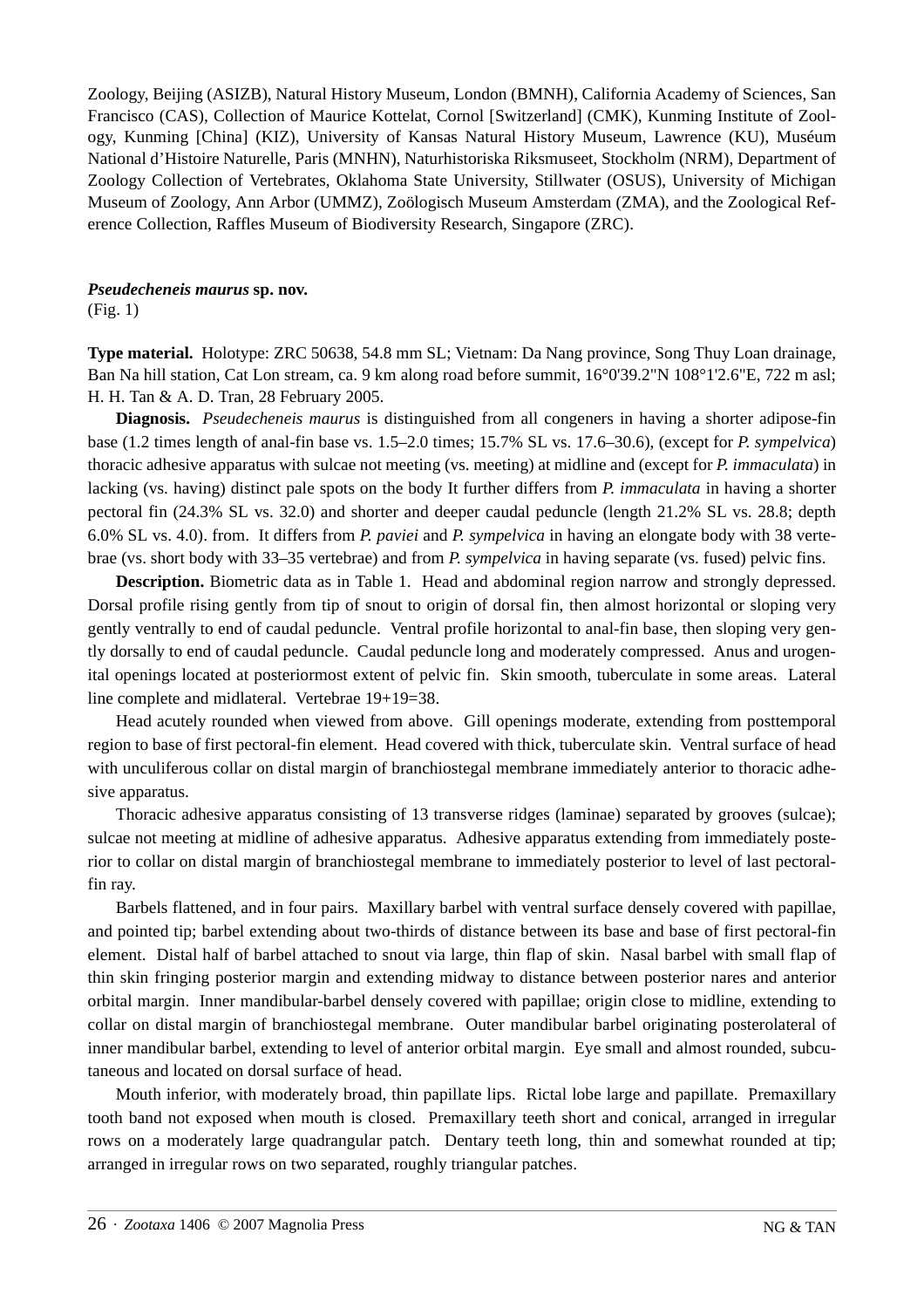Zoology, Beijing (ASIZB), Natural History Museum, London (BMNH), California Academy of Sciences, San Francisco (CAS), Collection of Maurice Kottelat, Cornol [Switzerland] (CMK), Kunming Institute of Zoology, Kunming [China] (KIZ), University of Kansas Natural History Museum, Lawrence (KU), Muséum National d'Histoire Naturelle, Paris (MNHN), Naturhistoriska Riksmuseet, Stockholm (NRM), Department of Zoology Collection of Vertebrates, Oklahoma State University, Stillwater (OSUS), University of Michigan Museum of Zoology, Ann Arbor (UMMZ), Zoölogisch Museum Amsterdam (ZMA), and the Zoological Reference Collection, Raffles Museum of Biodiversity Research, Singapore (ZRC).

***Pseudecheneis maurus*** **sp. nov.**
(Fig. 1)

**Type material.** Holotype: ZRC 50638, 54.8 mm SL; Vietnam: Da Nang province, Song Thuy Loan drainage, Ban Na hill station, Cat Lon stream, ca. 9 km along road before summit, 16°0'39.2"N 108°1'2.6"E, 722 m asl; H. H. Tan & A. D. Tran, 28 February 2005.

**Diagnosis.** *Pseudecheneis maurus* is distinguished from all congeners in having a shorter adipose-fin base (1.2 times length of anal-fin base vs. 1.5–2.0 times; 15.7% SL vs. 17.6–30.6), (except for *P. sympelvica*) thoracic adhesive apparatus with sulcae not meeting (vs. meeting) at midline and (except for *P. immaculata*) in lacking (vs. having) distinct pale spots on the body It further differs from *P. immaculata* in having a shorter pectoral fin (24.3% SL vs. 32.0) and shorter and deeper caudal peduncle (length 21.2% SL vs. 28.8; depth 6.0% SL vs. 4.0). from. It differs from *P. paviei* and *P. sympelvica* in having an elongate body with 38 vertebrae (vs. short body with 33–35 vertebrae) and from *P. sympelvica* in having separate (vs. fused) pelvic fins.

**Description.** Biometric data as in Table 1. Head and abdominal region narrow and strongly depressed. Dorsal profile rising gently from tip of snout to origin of dorsal fin, then almost horizontal or sloping very gently ventrally to end of caudal peduncle. Ventral profile horizontal to anal-fin base, then sloping very gently dorsally to end of caudal peduncle. Caudal peduncle long and moderately compressed. Anus and urogenital openings located at posteriormost extent of pelvic fin. Skin smooth, tuberculate in some areas. Lateral line complete and midlateral. Vertebrae 19+19=38.

Head acutely rounded when viewed from above. Gill openings moderate, extending from posttemporal region to base of first pectoral-fin element. Head covered with thick, tuberculate skin. Ventral surface of head with unculiferous collar on distal margin of branchiostegal membrane immediately anterior to thoracic adhesive apparatus.

Thoracic adhesive apparatus consisting of 13 transverse ridges (laminae) separated by grooves (sulcae); sulcae not meeting at midline of adhesive apparatus. Adhesive apparatus extending from immediately posterior to collar on distal margin of branchiostegal membrane to immediately posterior to level of last pectoral-fin ray.

Barbels flattened, and in four pairs. Maxillary barbel with ventral surface densely covered with papillae, and pointed tip; barbel extending about two-thirds of distance between its base and base of first pectoral-fin element. Distal half of barbel attached to snout via large, thin flap of skin. Nasal barbel with small flap of thin skin fringing posterior margin and extending midway to distance between posterior nares and anterior orbital margin. Inner mandibular-barbel densely covered with papillae; origin close to midline, extending to collar on distal margin of branchiostegal membrane. Outer mandibular barbel originating posterolateral of inner mandibular barbel, extending to level of anterior orbital margin. Eye small and almost rounded, subcutaneous and located on dorsal surface of head.

Mouth inferior, with moderately broad, thin papillate lips. Rictal lobe large and papillate. Premaxillary tooth band not exposed when mouth is closed. Premaxillary teeth short and conical, arranged in irregular rows on a moderately large quadrangular patch. Dentary teeth long, thin and somewhat rounded at tip; arranged in irregular rows on two separated, roughly triangular patches.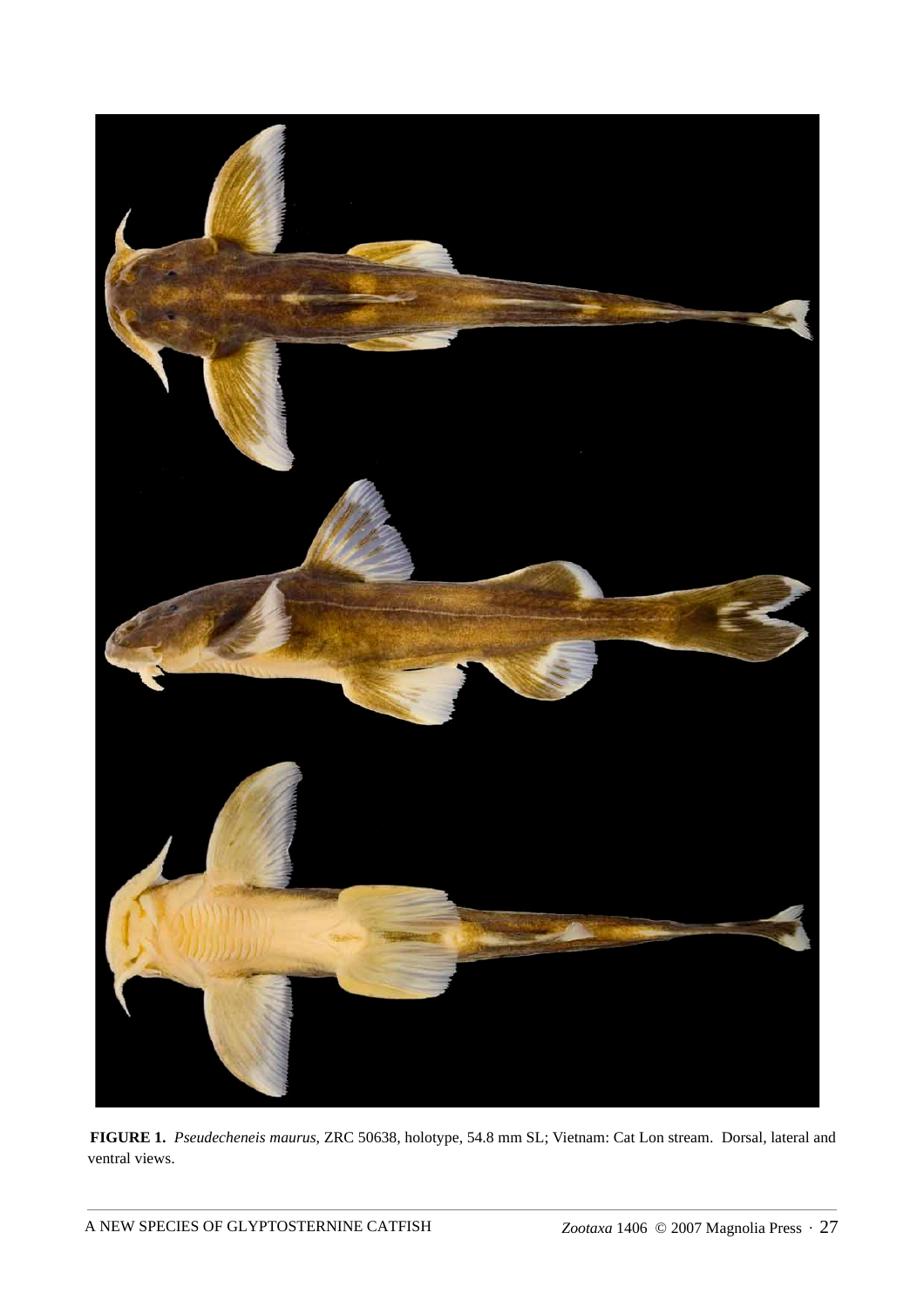**FIGURE 1.** *Pseudecheneis maurus*, ZRC 50638, holotype, 54.8 mm SL; Vietnam: Cat Lon stream. Dorsal, lateral and ventral views.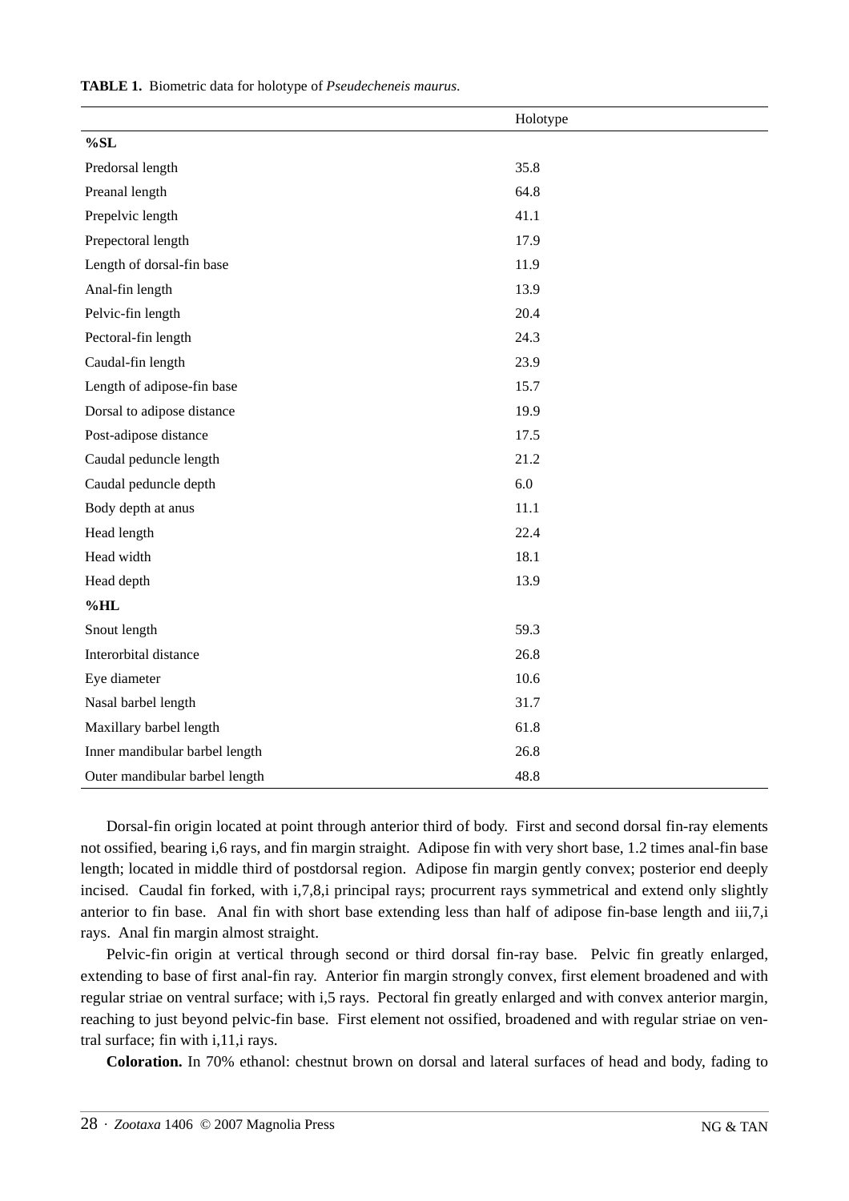**TABLE 1.** Biometric data for holotype of *Pseudecheneis maurus*.

| | Holotype |
|---|---|
| **%SL** | |
| Predorsal length | 35.8 |
| Preanal length | 64.8 |
| Prepelvic length | 41.1 |
| Prepectoral length | 17.9 |
| Length of dorsal-fin base | 11.9 |
| Anal-fin length | 13.9 |
| Pelvic-fin length | 20.4 |
| Pectoral-fin length | 24.3 |
| Caudal-fin length | 23.9 |
| Length of adipose-fin base | 15.7 |
| Dorsal to adipose distance | 19.9 |
| Post-adipose distance | 17.5 |
| Caudal peduncle length | 21.2 |
| Caudal peduncle depth | 6.0 |
| Body depth at anus | 11.1 |
| Head length | 22.4 |
| Head width | 18.1 |
| Head depth | 13.9 |
| **%HL** | |
| Snout length | 59.3 |
| Interorbital distance | 26.8 |
| Eye diameter | 10.6 |
| Nasal barbel length | 31.7 |
| Maxillary barbel length | 61.8 |
| Inner mandibular barbel length | 26.8 |
| Outer mandibular barbel length | 48.8 |

Dorsal-fin origin located at point through anterior third of body. First and second dorsal fin-ray elements not ossified, bearing i,6 rays, and fin margin straight. Adipose fin with very short base, 1.2 times anal-fin base length; located in middle third of postdorsal region. Adipose fin margin gently convex; posterior end deeply incised. Caudal fin forked, with i,7,8,i principal rays; procurrent rays symmetrical and extend only slightly anterior to fin base. Anal fin with short base extending less than half of adipose fin-base length and iii,7,i rays. Anal fin margin almost straight.

Pelvic-fin origin at vertical through second or third dorsal fin-ray base. Pelvic fin greatly enlarged, extending to base of first anal-fin ray. Anterior fin margin strongly convex, first element broadened and with regular striae on ventral surface; with i,5 rays. Pectoral fin greatly enlarged and with convex anterior margin, reaching to just beyond pelvic-fin base. First element not ossified, broadened and with regular striae on ventral surface; fin with i,11,i rays.

**Coloration.** In 70% ethanol: chestnut brown on dorsal and lateral surfaces of head and body, fading to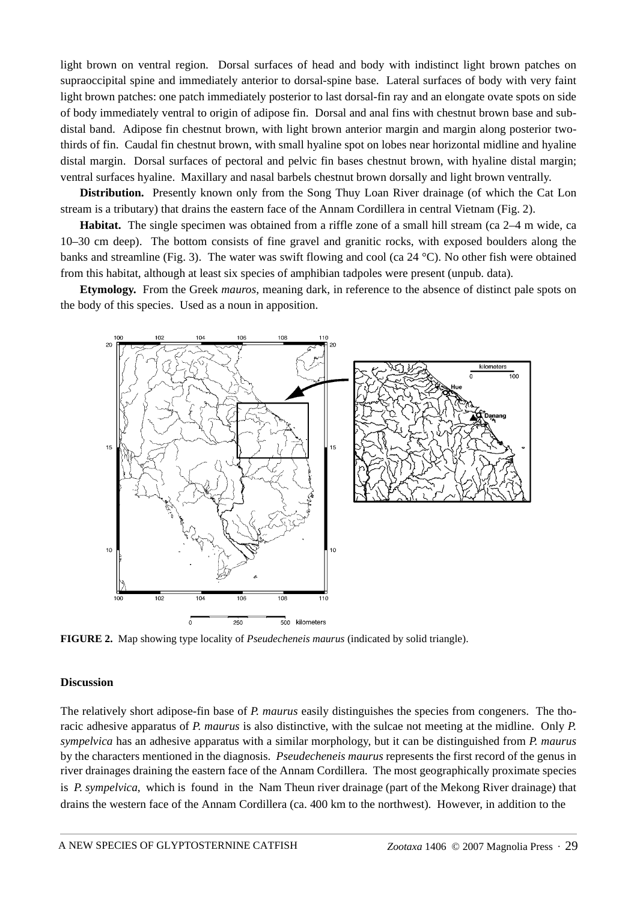light brown on ventral region. Dorsal surfaces of head and body with indistinct light brown patches on supraoccipital spine and immediately anterior to dorsal-spine base. Lateral surfaces of body with very faint light brown patches: one patch immediately posterior to last dorsal-fin ray and an elongate ovate spots on side of body immediately ventral to origin of adipose fin. Dorsal and anal fins with chestnut brown base and subdistal band. Adipose fin chestnut brown, with light brown anterior margin and margin along posterior two-thirds of fin. Caudal fin chestnut brown, with small hyaline spot on lobes near horizontal midline and hyaline distal margin. Dorsal surfaces of pectoral and pelvic fin bases chestnut brown, with hyaline distal margin; ventral surfaces hyaline. Maxillary and nasal barbels chestnut brown dorsally and light brown ventrally.

**Distribution.** Presently known only from the Song Thuy Loan River drainage (of which the Cat Lon stream is a tributary) that drains the eastern face of the Annam Cordillera in central Vietnam (Fig. 2).

**Habitat.** The single specimen was obtained from a riffle zone of a small hill stream (ca 2–4 m wide, ca 10–30 cm deep). The bottom consists of fine gravel and granitic rocks, with exposed boulders along the banks and streamline (Fig. 3). The water was swift flowing and cool (ca 24 °C). No other fish were obtained from this habitat, although at least six species of amphibian tadpoles were present (unpub. data).

**Etymology.** From the Greek *mauros*, meaning dark, in reference to the absence of distinct pale spots on the body of this species. Used as a noun in apposition.

**FIGURE 2.** Map showing type locality of *Pseudecheneis maurus* (indicated by solid triangle).

## Discussion

The relatively short adipose-fin base of *P. maurus* easily distinguishes the species from congeners. The thoracic adhesive apparatus of *P. maurus* is also distinctive, with the sulcae not meeting at the midline. Only *P. sympelvica* has an adhesive apparatus with a similar morphology, but it can be distinguished from *P. maurus* by the characters mentioned in the diagnosis. *Pseudecheneis maurus* represents the first record of the genus in river drainages draining the eastern face of the Annam Cordillera. The most geographically proximate species is *P. sympelvica*, which is found in the Nam Theun river drainage (part of the Mekong River drainage) that drains the western face of the Annam Cordillera (ca. 400 km to the northwest). However, in addition to the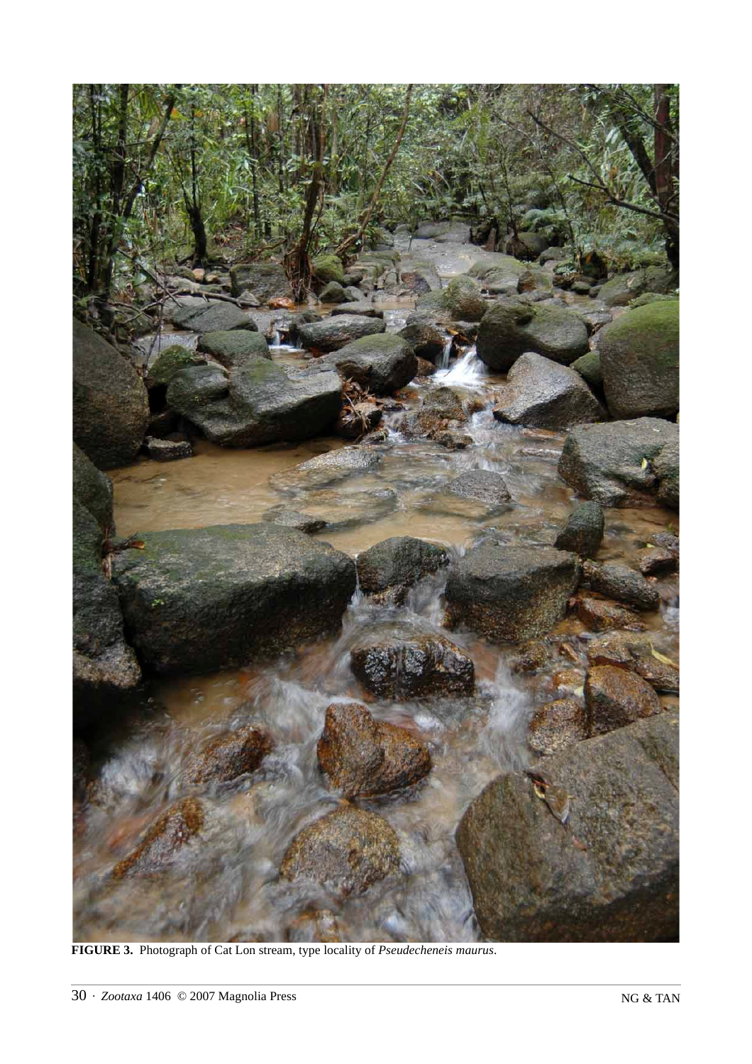**FIGURE 3.** Photograph of Cat Lon stream, type locality of *Pseudecheneis maurus*.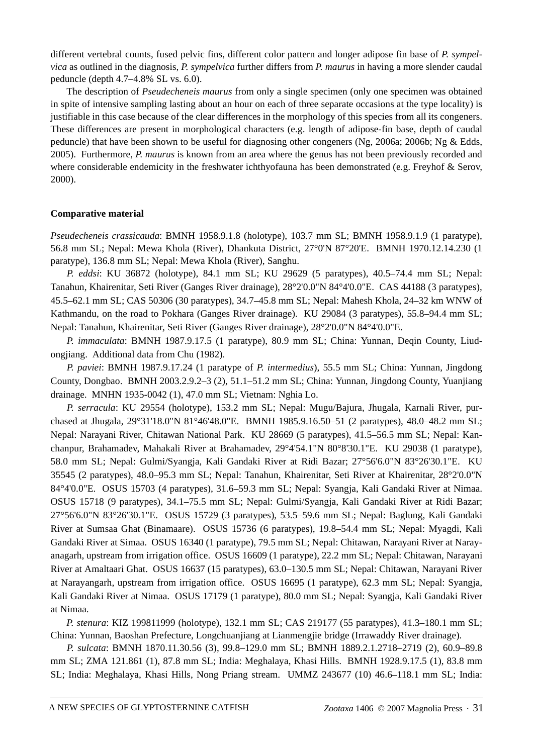different vertebral counts, fused pelvic fins, different color pattern and longer adipose fin base of *P. sympelvica* as outlined in the diagnosis, *P. sympelvica* further differs from *P. maurus* in having a more slender caudal peduncle (depth 4.7–4.8% SL vs. 6.0).

The description of *Pseudecheneis maurus* from only a single specimen (only one specimen was obtained in spite of intensive sampling lasting about an hour on each of three separate occasions at the type locality) is justifiable in this case because of the clear differences in the morphology of this species from all its congeners. These differences are present in morphological characters (e.g. length of adipose-fin base, depth of caudal peduncle) that have been shown to be useful for diagnosing other congeners (Ng, 2006a; 2006b; Ng & Edds, 2005). Furthermore, *P. maurus* is known from an area where the genus has not been previously recorded and where considerable endemicity in the freshwater ichthyofauna has been demonstrated (e.g. Freyhof & Serov, 2000).

**Comparative material**

*Pseudecheneis crassicauda*: BMNH 1958.9.1.8 (holotype), 103.7 mm SL; BMNH 1958.9.1.9 (1 paratype), 56.8 mm SL; Nepal: Mewa Khola (River), Dhankuta District, 27°0'N 87°20'E. BMNH 1970.12.14.230 (1 paratype), 136.8 mm SL; Nepal: Mewa Khola (River), Sanghu.

*P. eddsi*: KU 36872 (holotype), 84.1 mm SL; KU 29629 (5 paratypes), 40.5–74.4 mm SL; Nepal: Tanahun, Khairenitar, Seti River (Ganges River drainage), 28°2'0.0"N 84°4'0.0"E. CAS 44188 (3 paratypes), 45.5–62.1 mm SL; CAS 50306 (30 paratypes), 34.7–45.8 mm SL; Nepal: Mahesh Khola, 24–32 km WNW of Kathmandu, on the road to Pokhara (Ganges River drainage). KU 29084 (3 paratypes), 55.8–94.4 mm SL; Nepal: Tanahun, Khairenitar, Seti River (Ganges River drainage), 28°2'0.0"N 84°4'0.0"E.

*P. immaculata*: BMNH 1987.9.17.5 (1 paratype), 80.9 mm SL; China: Yunnan, Deqin County, Liudongjiang. Additional data from Chu (1982).

*P. paviei*: BMNH 1987.9.17.24 (1 paratype of *P. intermedius*), 55.5 mm SL; China: Yunnan, Jingdong County, Dongbao. BMNH 2003.2.9.2–3 (2), 51.1–51.2 mm SL; China: Yunnan, Jingdong County, Yuanjiang drainage. MNHN 1935-0042 (1), 47.0 mm SL; Vietnam: Nghia Lo.

*P. serracula*: KU 29554 (holotype), 153.2 mm SL; Nepal: Mugu/Bajura, Jhugala, Karnali River, purchased at Jhugala, 29°31'18.0"N 81°46'48.0"E. BMNH 1985.9.16.50–51 (2 paratypes), 48.0–48.2 mm SL; Nepal: Narayani River, Chitawan National Park. KU 28669 (5 paratypes), 41.5–56.5 mm SL; Nepal: Kanchanpur, Brahamadev, Mahakali River at Brahamadev, 29°4'54.1"N 80°8'30.1"E. KU 29038 (1 paratype), 58.0 mm SL; Nepal: Gulmi/Syangja, Kali Gandaki River at Ridi Bazar; 27°56'6.0"N 83°26'30.1"E. KU 35545 (2 paratypes), 48.0–95.3 mm SL; Nepal: Tanahun, Khairenitar, Seti River at Khairenitar, 28°2'0.0"N 84°4'0.0"E. OSUS 15703 (4 paratypes), 31.6–59.3 mm SL; Nepal: Syangja, Kali Gandaki River at Nimaa. OSUS 15718 (9 paratypes), 34.1–75.5 mm SL; Nepal: Gulmi/Syangja, Kali Gandaki River at Ridi Bazar; 27°56'6.0"N 83°26'30.1"E. OSUS 15729 (3 paratypes), 53.5–59.6 mm SL; Nepal: Baglung, Kali Gandaki River at Sumsaa Ghat (Binamaare). OSUS 15736 (6 paratypes), 19.8–54.4 mm SL; Nepal: Myagdi, Kali Gandaki River at Simaa. OSUS 16340 (1 paratype), 79.5 mm SL; Nepal: Chitawan, Narayani River at Narayanagarh, upstream from irrigation office. OSUS 16609 (1 paratype), 22.2 mm SL; Nepal: Chitawan, Narayani River at Amaltaari Ghat. OSUS 16637 (15 paratypes), 63.0–130.5 mm SL; Nepal: Chitawan, Narayani River at Narayangarh, upstream from irrigation office. OSUS 16695 (1 paratype), 62.3 mm SL; Nepal: Syangja, Kali Gandaki River at Nimaa. OSUS 17179 (1 paratype), 80.0 mm SL; Nepal: Syangja, Kali Gandaki River at Nimaa.

*P. stenura*: KIZ 199811999 (holotype), 132.1 mm SL; CAS 219177 (55 paratypes), 41.3–180.1 mm SL; China: Yunnan, Baoshan Prefecture, Longchuanjiang at Lianmengjie bridge (Irrawaddy River drainage).

*P. sulcata*: BMNH 1870.11.30.56 (3), 99.8–129.0 mm SL; BMNH 1889.2.1.2718–2719 (2), 60.9–89.8 mm SL; ZMA 121.861 (1), 87.8 mm SL; India: Meghalaya, Khasi Hills. BMNH 1928.9.17.5 (1), 83.8 mm SL; India: Meghalaya, Khasi Hills, Nong Priang stream. UMMZ 243677 (10) 46.6–118.1 mm SL; India: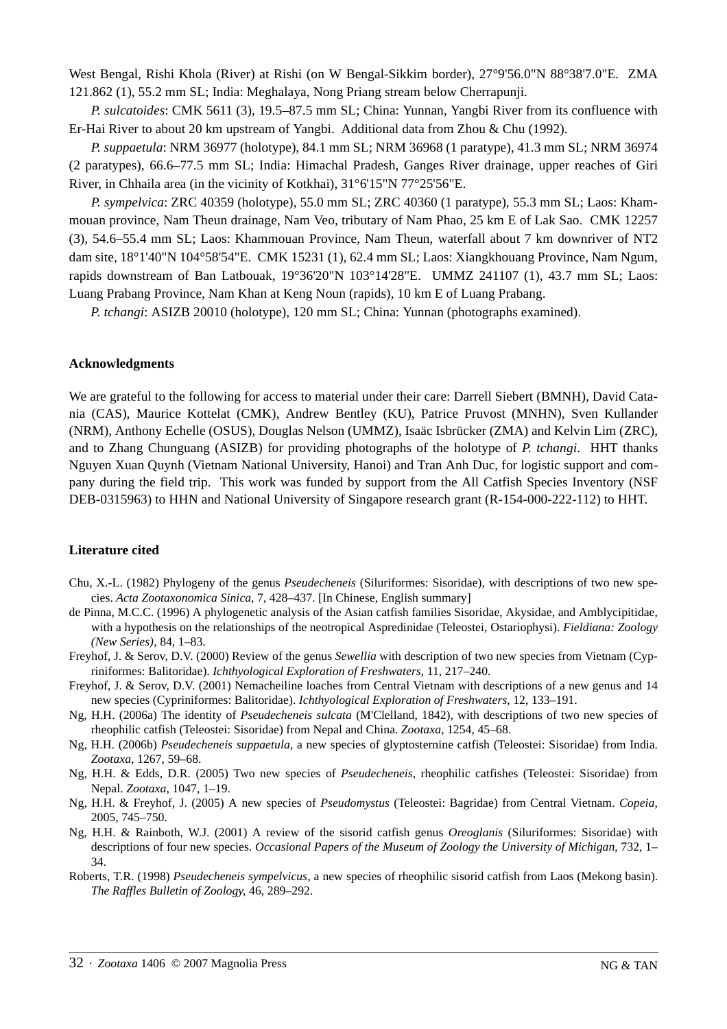West Bengal, Rishi Khola (River) at Rishi (on W Bengal-Sikkim border), 27°9'56.0"N 88°38'7.0"E. ZMA 121.862 (1), 55.2 mm SL; India: Meghalaya, Nong Priang stream below Cherrapunji.

*P. sulcatoides*: CMK 5611 (3), 19.5–87.5 mm SL; China: Yunnan, Yangbi River from its confluence with Er-Hai River to about 20 km upstream of Yangbi. Additional data from Zhou & Chu (1992).

*P. suppaetula*: NRM 36977 (holotype), 84.1 mm SL; NRM 36968 (1 paratype), 41.3 mm SL; NRM 36974 (2 paratypes), 66.6–77.5 mm SL; India: Himachal Pradesh, Ganges River drainage, upper reaches of Giri River, in Chhaila area (in the vicinity of Kotkhai), 31°6'15"N 77°25'56"E.

*P. sympelvica*: ZRC 40359 (holotype), 55.0 mm SL; ZRC 40360 (1 paratype), 55.3 mm SL; Laos: Khammouan province, Nam Theun drainage, Nam Veo, tributary of Nam Phao, 25 km E of Lak Sao. CMK 12257 (3), 54.6–55.4 mm SL; Laos: Khammouan Province, Nam Theun, waterfall about 7 km downriver of NT2 dam site, 18°1'40"N 104°58'54"E. CMK 15231 (1), 62.4 mm SL; Laos: Xiangkhouang Province, Nam Ngum, rapids downstream of Ban Latbouak, 19°36'20"N 103°14'28"E. UMMZ 241107 (1), 43.7 mm SL; Laos: Luang Prabang Province, Nam Khan at Keng Noun (rapids), 10 km E of Luang Prabang.

*P. tchangi*: ASIZB 20010 (holotype), 120 mm SL; China: Yunnan (photographs examined).

## Acknowledgments

We are grateful to the following for access to material under their care: Darrell Siebert (BMNH), David Catania (CAS), Maurice Kottelat (CMK), Andrew Bentley (KU), Patrice Pruvost (MNHN), Sven Kullander (NRM), Anthony Echelle (OSUS), Douglas Nelson (UMMZ), Isaäc Isbrücker (ZMA) and Kelvin Lim (ZRC), and to Zhang Chunguang (ASIZB) for providing photographs of the holotype of *P. tchangi*. HHT thanks Nguyen Xuan Quynh (Vietnam National University, Hanoi) and Tran Anh Duc, for logistic support and company during the field trip. This work was funded by support from the All Catfish Species Inventory (NSF DEB-0315963) to HHN and National University of Singapore research grant (R-154-000-222-112) to HHT.

## Literature cited

Chu, X.-L. (1982) Phylogeny of the genus *Pseudecheneis* (Siluriformes: Sisoridae), with descriptions of two new species. *Acta Zootaxonomica Sinica*, 7, 428–437. [In Chinese, English summary]

de Pinna, M.C.C. (1996) A phylogenetic analysis of the Asian catfish families Sisoridae, Akysidae, and Amblycipitidae, with a hypothesis on the relationships of the neotropical Aspredinidae (Teleostei, Ostariophysi). *Fieldiana: Zoology (New Series)*, 84, 1–83.

Freyhof, J. & Serov, D.V. (2000) Review of the genus *Sewellia* with description of two new species from Vietnam (Cypriniformes: Balitoridae). *Ichthyological Exploration of Freshwaters*, 11, 217–240.

Freyhof, J. & Serov, D.V. (2001) Nemacheiline loaches from Central Vietnam with descriptions of a new genus and 14 new species (Cypriniformes: Balitoridae). *Ichthyological Exploration of Freshwaters*, 12, 133–191.

Ng, H.H. (2006a) The identity of *Pseudecheneis sulcata* (M'Clelland, 1842), with descriptions of two new species of rheophilic catfish (Teleostei: Sisoridae) from Nepal and China. *Zootaxa*, 1254, 45–68.

Ng, H.H. (2006b) *Pseudecheneis suppaetula*, a new species of glyptosternine catfish (Teleostei: Sisoridae) from India. *Zootaxa*, 1267, 59–68.

Ng, H.H. & Edds, D.R. (2005) Two new species of *Pseudecheneis*, rheophilic catfishes (Teleostei: Sisoridae) from Nepal. *Zootaxa*, 1047, 1–19.

Ng, H.H. & Freyhof, J. (2005) A new species of *Pseudomystus* (Teleostei: Bagridae) from Central Vietnam. *Copeia*, 2005, 745–750.

Ng, H.H. & Rainboth, W.J. (2001) A review of the sisorid catfish genus *Oreoglanis* (Siluriformes: Sisoridae) with descriptions of four new species. *Occasional Papers of the Museum of Zoology the University of Michigan*, 732, 1–34.

Roberts, T.R. (1998) *Pseudecheneis sympelvicus*, a new species of rheophilic sisorid catfish from Laos (Mekong basin). *The Raffles Bulletin of Zoology*, 46, 289–292.